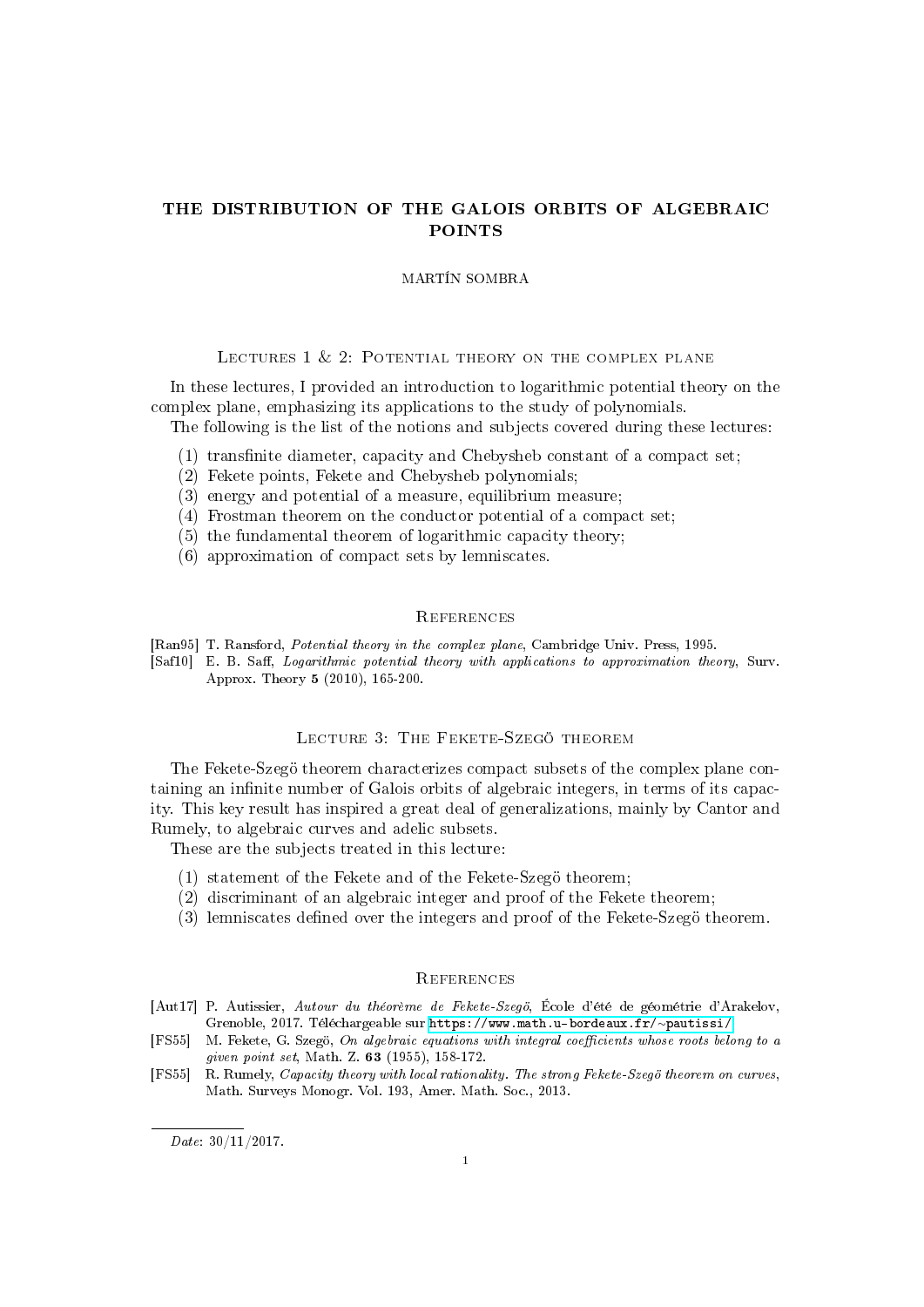# THE DISTRIBUTION OF THE GALOIS ORBITS OF ALGEBRAIC POINTS

MARTÍN SOMBRA

## Lectures 1 & 2: Potential theory on the complex plane

In these lectures, I provided an introduction to logarithmic potential theory on the complex plane, emphasizing its applications to the study of polynomials.

The following is the list of the notions and subjects covered during these lectures:

(1) transfinite diameter, capacity and Chebysheb constant of a compact set;
(2) Fekete points, Fekete and Chebysheb polynomials;
(3) energy and potential of a measure, equilibrium measure;
(4) Frostman theorem on the conductor potential of a compact set;
(5) the fundamental theorem of logarithmic capacity theory;
(6) approximation of compact sets by lemniscates.

### References

[Ran95] T. Ransford, *Potential theory in the complex plane*, Cambridge Univ. Press, 1995.

[Saf10] E. B. Saff, *Logarithmic potential theory with applications to approximation theory*, Surv. Approx. Theory **5** (2010), 165-200.

## Lecture 3: The Fekete-Szegö theorem

The Fekete-Szegö theorem characterizes compact subsets of the complex plane containing an infinite number of Galois orbits of algebraic integers, in terms of its capacity. This key result has inspired a great deal of generalizations, mainly by Cantor and Rumely, to algebraic curves and adelic subsets.

These are the subjects treated in this lecture:

(1) statement of the Fekete and of the Fekete-Szegö theorem;
(2) discriminant of an algebraic integer and proof of the Fekete theorem;
(3) lemniscates defined over the integers and proof of the Fekete-Szegö theorem.

### References

[Aut17] P. Autissier, *Autour du théorème de Fekete-Szegö*, École d'été de géométrie d'Arakelov, Grenoble, 2017. Téléchargeable sur https://www.math.u-bordeaux.fr/~pautissi/

[FS55] M. Fekete, G. Szegö, *On algebraic equations with integral coefficients whose roots belong to a given point set*, Math. Z. **63** (1955), 158-172.

[FS55] R. Rumely, *Capacity theory with local rationality. The strong Fekete-Szegö theorem on curves*, Math. Surveys Monogr. Vol. 193, Amer. Math. Soc., 2013.

*Date*: 30/11/2017.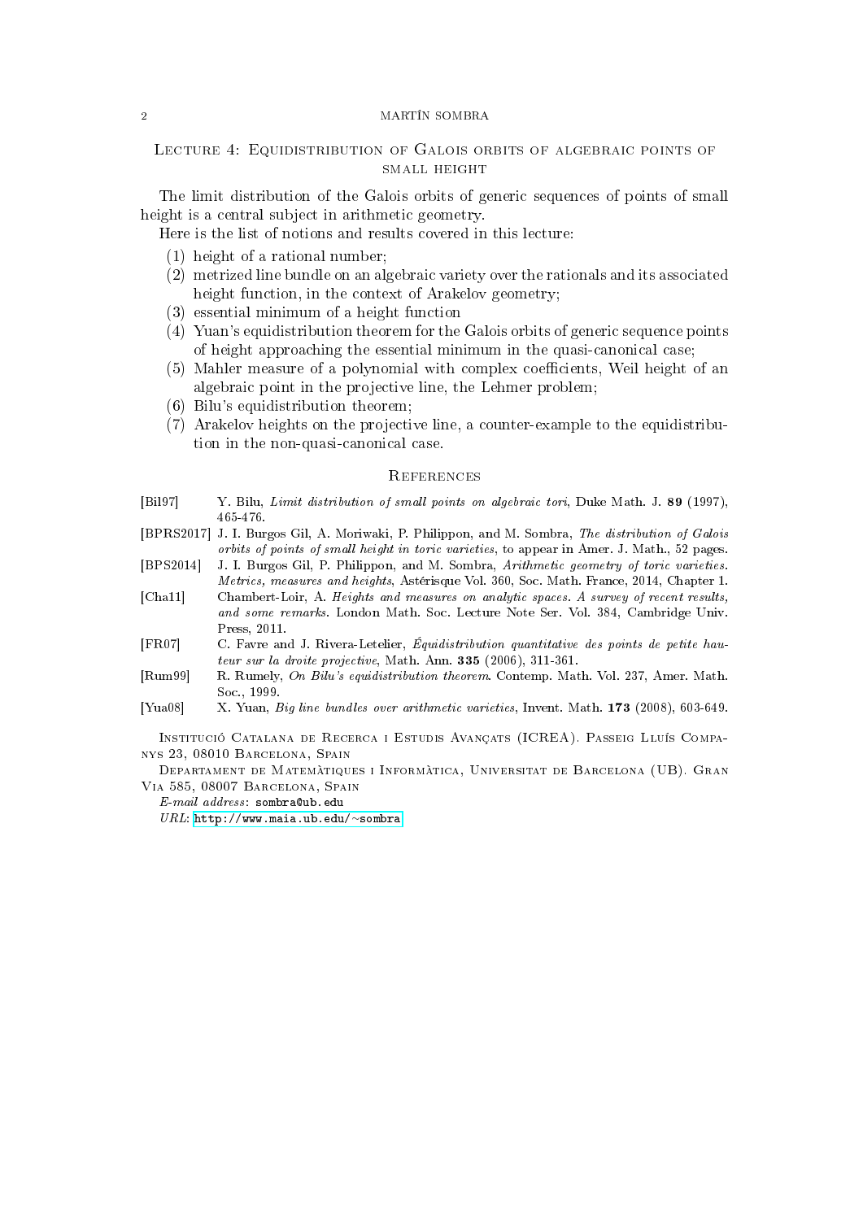## Lecture 4: Equidistribution of Galois orbits of algebraic points of small height

The limit distribution of the Galois orbits of generic sequences of points of small height is a central subject in arithmetic geometry.

Here is the list of notions and results covered in this lecture:

1. height of a rational number;
2. metrized line bundle on an algebraic variety over the rationals and its associated height function, in the context of Arakelov geometry;
3. essential minimum of a height function
4. Yuan's equidistribution theorem for the Galois orbits of generic sequence points of height approaching the essential minimum in the quasi-canonical case;
5. Mahler measure of a polynomial with complex coefficients, Weil height of an algebraic point in the projective line, the Lehmer problem;
6. Bilu's equidistribution theorem;
7. Arakelov heights on the projective line, a counter-example to the equidistribution in the non-quasi-canonical case.

## References

- [Bil97] Y. Bilu, *Limit distribution of small points on algebraic tori*, Duke Math. J. **89** (1997), 465-476.
- [BPRS2017] J. I. Burgos Gil, A. Moriwaki, P. Philippon, and M. Sombra, *The distribution of Galois orbits of points of small height in toric varieties*, to appear in Amer. J. Math., 52 pages.
- [BPS2014] J. I. Burgos Gil, P. Philippon, and M. Sombra, *Arithmetic geometry of toric varieties. Metrics, measures and heights*, Astérisque Vol. 360, Soc. Math. France, 2014, Chapter 1.
- [Cha11] Chambert-Loir, A. *Heights and measures on analytic spaces. A survey of recent results, and some remarks*. London Math. Soc. Lecture Note Ser. Vol. 384, Cambridge Univ. Press, 2011.
- [FR07] C. Favre and J. Rivera-Letelier, *Équidistribution quantitative des points de petite hauteur sur la droite projective*, Math. Ann. **335** (2006), 311-361.
- [Rum99] R. Rumely, *On Bilu's equidistribution theorem*. Contemp. Math. Vol. 237, Amer. Math. Soc., 1999.
- [Yua08] X. Yuan, *Big line bundles over arithmetic varieties*, Invent. Math. **173** (2008), 603-649.

Institució Catalana de Recerca i Estudis Avançats (ICREA). Passeig Lluís Companys 23, 08010 Barcelona, Spain

Departament de Matemàtiques i Informàtica, Universitat de Barcelona (UB). Gran Via 585, 08007 Barcelona, Spain

*E-mail address*: sombra@ub.edu

*URL*: http://www.maia.ub.edu/~sombra